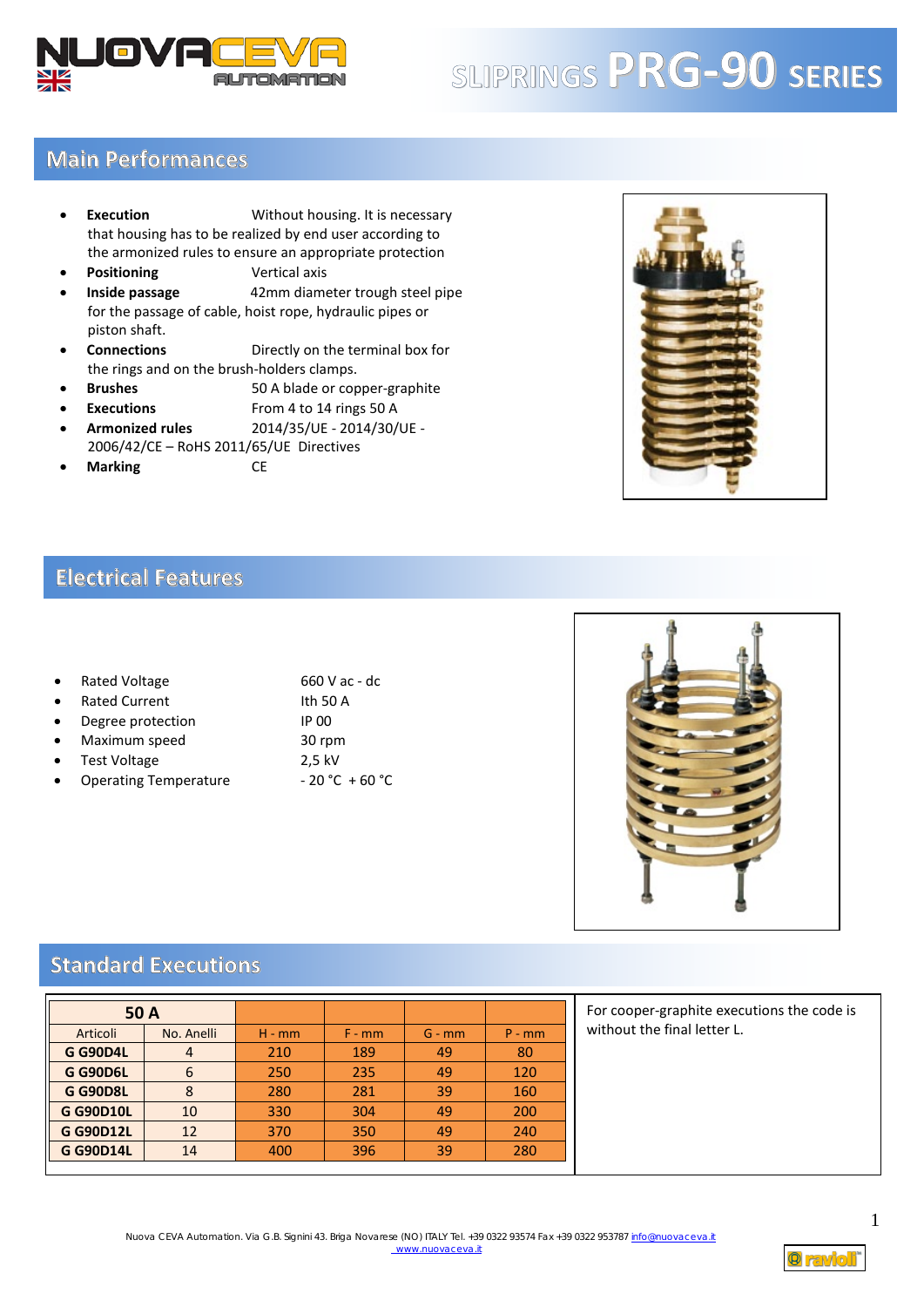# SLIPRINGS PRG-90 SERIES

## Main Performances

- **Execution** Without housing. It is necessary that housing has to be realized by end user according to the armonized rules to ensure an appropriate protection
- **Positioning** Vertical axis
- **Inside passage** 42mm diameter trough steel pipe for the passage of cable, hoist rope, hydraulic pipes or piston shaft.
- **Connections** Directly on the terminal box for the rings and on the brush-holders clamps.
- **Brushes** 50 A blade or copper-graphite
- **Executions** From 4 to 14 rings 50 A
- **Armonized rules** 2014/35/UE - 2014/30/UE - 2006/42/CE – RoHS 2011/65/UE Directives
- **Marking** CE

## Electrical Features

- Rated Voltage 660 V ac - dc
- Rated Current Ith 50 A
- Degree protection IP 00
- Maximum speed 30 rpm
- Test Voltage 2,5 kV
- Operating Temperature - 20 °C + 60 °C

## Standard Executions

| 50 A | | | | | |
|---|---|---|---|---|---|
| Articoli | No. Anelli | H - mm | F - mm | G - mm | P - mm |
| **G G90D4L** | 4 | 210 | 189 | 49 | 80 |
| **G G90D6L** | 6 | 250 | 235 | 49 | 120 |
| **G G90D8L** | 8 | 280 | 281 | 39 | 160 |
| **G G90D10L** | 10 | 330 | 304 | 49 | 200 |
| **G G90D12L** | 12 | 370 | 350 | 49 | 240 |
| **G G90D14L** | 14 | 400 | 396 | 39 | 280 |

For cooper-graphite executions the code is without the final letter L.

Nuova CEVA Automation. Via G.B. Signini 43. Briga Novarese (NO) ITALY Tel. +39 0322 93574 Fax +39 0322 953787 info@nuovaceva.it www.nuovaceva.it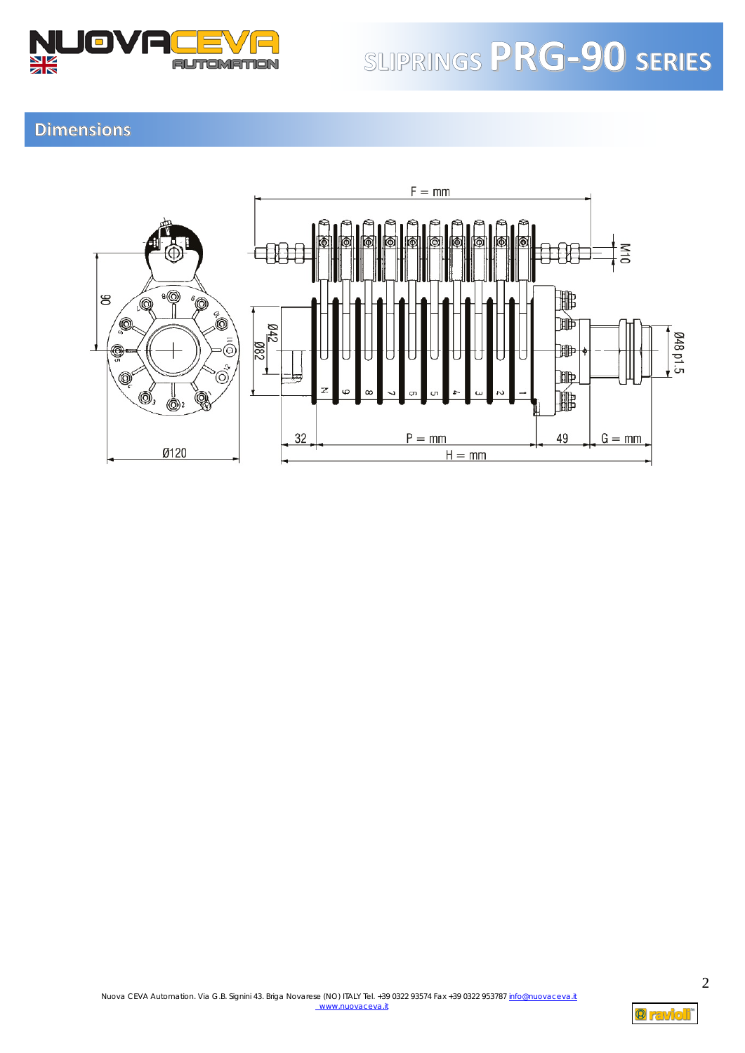## Dimensions

F = mm

M10

90

Ø42

Ø82

Ø48 p1.5

Ø120

32

P = mm

49

G = mm

H = mm

Nuova CEVA Automation. Via G.B. Signini 43. Briga Novarese (NO) ITALY Tel. +39 0322 93574 Fax +39 0322 953787 info@nuovaceva.it
www.nuovaceva.it